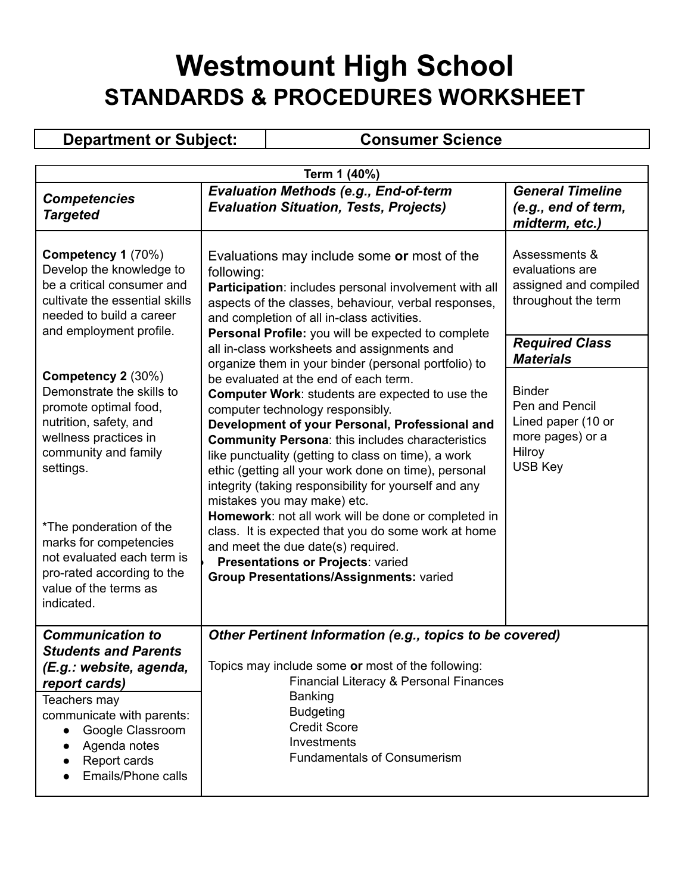# Westmount High School
## STANDARDS & PROCEDURES WORKSHEET

| **Department or Subject:** | **Consumer Science** |
|---|---|

| **Term 1 (40%)** | | |
|---|---|---|
| ***Competencies Targeted*** | ***Evaluation Methods (e.g., End-of-term Evaluation Situation, Tests, Projects)*** | ***General Timeline (e.g., end of term, midterm, etc.)*** |
| **Competency 1** (70%) Develop the knowledge to be a critical consumer and cultivate the essential skills needed to build a career and employment profile.<br><br>**Competency 2** (30%) Demonstrate the skills to promote optimal food, nutrition, safety, and wellness practices in community and family settings.<br><br>*The ponderation of the marks for competencies not evaluated each term is pro-rated according to the value of the terms as indicated. | Evaluations may include some **or** most of the following:<br>**Participation**: includes personal involvement with all aspects of the classes, behaviour, verbal responses, and completion of all in-class activities.<br>**Personal Profile:** you will be expected to complete all in-class worksheets and assignments and organize them in your binder (personal portfolio) to be evaluated at the end of each term.<br>**Computer Work**: students are expected to use the computer technology responsibly.<br>**Development of your Personal, Professional and Community Persona**: this includes characteristics like punctuality (getting to class on time), a work ethic (getting all your work done on time), personal integrity (taking responsibility for yourself and any mistakes you may make) etc.<br>**Homework**: not all work will be done or completed in class. It is expected that you do some work at home and meet the due date(s) required.<br>• **Presentations or Projects**: varied<br>**Group Presentations/Assignments:** varied | Assessments & evaluations are assigned and compiled throughout the term<br><br>***Required Class Materials***<br><br>Binder<br>Pen and Pencil<br>Lined paper (10 or more pages) or a Hilroy<br>USB Key |
| ***Communication to Students and Parents (E.g.: website, agenda, report cards)***<br><br>Teachers may communicate with parents:<br>• Google Classroom<br>• Agenda notes<br>• Report cards<br>• Emails/Phone calls | ***Other Pertinent Information (e.g., topics to be covered)***<br><br>Topics may include some **or** most of the following:<br>Financial Literacy & Personal Finances<br>Banking<br>Budgeting<br>Credit Score<br>Investments<br>Fundamentals of Consumerism | |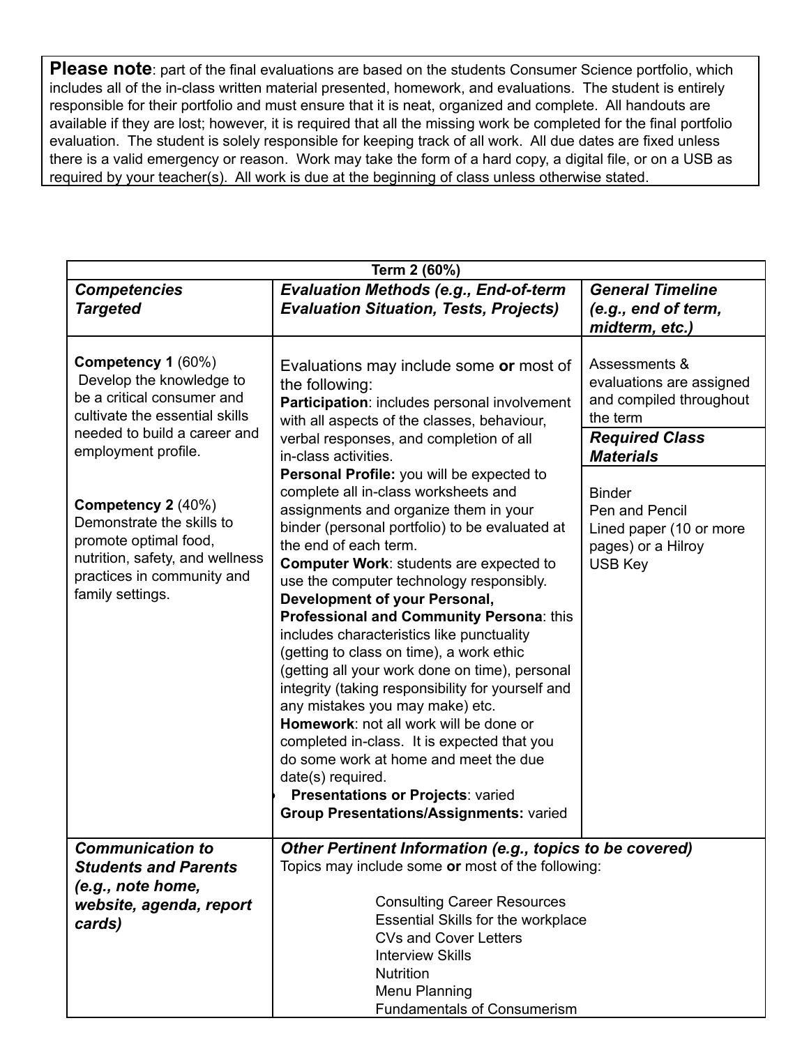**Please note**: part of the final evaluations are based on the students Consumer Science portfolio, which includes all of the in-class written material presented, homework, and evaluations. The student is entirely responsible for their portfolio and must ensure that it is neat, organized and complete. All handouts are available if they are lost; however, it is required that all the missing work be completed for the final portfolio evaluation. The student is solely responsible for keeping track of all work. All due dates are fixed unless there is a valid emergency or reason. Work may take the form of a hard copy, a digital file, or on a USB as required by your teacher(s). All work is due at the beginning of class unless otherwise stated.

| Term 2 (60%) | | |
|---|---|---|
| ***Competencies Targeted*** | ***Evaluation Methods (e.g., End-of-term Evaluation Situation, Tests, Projects)*** | ***General Timeline (e.g., end of term, midterm, etc.)*** |
| **Competency 1** (60%) Develop the knowledge to be a critical consumer and cultivate the essential skills needed to build a career and employment profile.<br><br>**Competency 2** (40%) Demonstrate the skills to promote optimal food, nutrition, safety, and wellness practices in community and family settings. | Evaluations may include some **or** most of the following:<br>**Participation**: includes personal involvement with all aspects of the classes, behaviour, verbal responses, and completion of all in-class activities.<br>**Personal Profile:** you will be expected to complete all in-class worksheets and assignments and organize them in your binder (personal portfolio) to be evaluated at the end of each term.<br>**Computer Work**: students are expected to use the computer technology responsibly.<br>**Development of your Personal, Professional and Community Persona**: this includes characteristics like punctuality (getting to class on time), a work ethic (getting all your work done on time), personal integrity (taking responsibility for yourself and any mistakes you may make) etc.<br>**Homework**: not all work will be done or completed in-class. It is expected that you do some work at home and meet the due date(s) required.<br>• **Presentations or Projects**: varied<br>**Group Presentations/Assignments:** varied | Assessments & evaluations are assigned and compiled throughout the term<br><br>***Required Class Materials***<br><br>Binder<br>Pen and Pencil<br>Lined paper (10 or more pages) or a Hilroy<br>USB Key |
| ***Communication to Students and Parents (e.g., note home, website, agenda, report cards)*** | ***Other Pertinent Information (e.g., topics to be covered)***<br>Topics may include some **or** most of the following:<br><br>Consulting Career Resources<br>Essential Skills for the workplace<br>CVs and Cover Letters<br>Interview Skills<br>Nutrition<br>Menu Planning<br>Fundamentals of Consumerism | |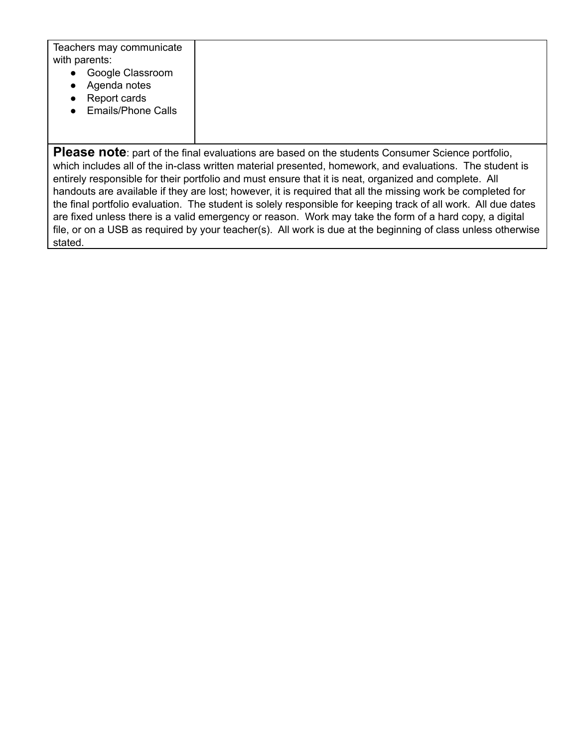| | |
|---|---|
| Teachers may communicate with parents:<br>● Google Classroom<br>● Agenda notes<br>● Report cards<br>● Emails/Phone Calls | |

**Please note**: part of the final evaluations are based on the students Consumer Science portfolio, which includes all of the in-class written material presented, homework, and evaluations. The student is entirely responsible for their portfolio and must ensure that it is neat, organized and complete. All handouts are available if they are lost; however, it is required that all the missing work be completed for the final portfolio evaluation. The student is solely responsible for keeping track of all work. All due dates are fixed unless there is a valid emergency or reason. Work may take the form of a hard copy, a digital file, or on a USB as required by your teacher(s). All work is due at the beginning of class unless otherwise stated.